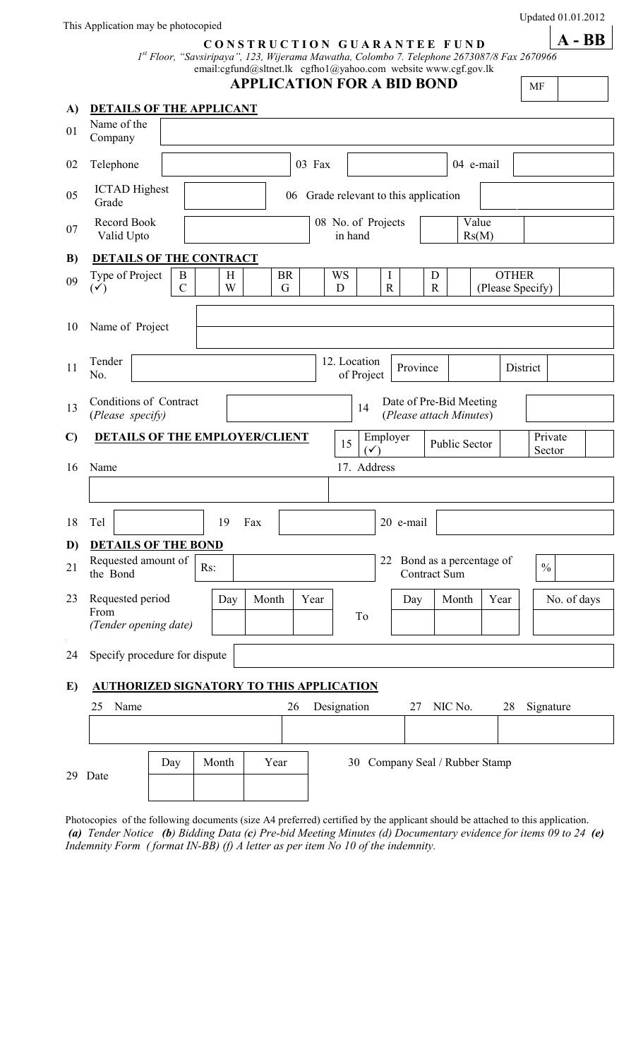This Application may be photocopied

Updated 01.01.2012

**A - BB**

**CONSTRUCTION GUARANTEE FUND**

*1st Floor, "Savsiripaya", 123, Wijerama Mawatha, Colombo 7. Telephone 2673087/8 Fax 2670966*

email:cgfund@sltnet.lk cgfho1@yahoo.com website www.cgf.gov.lk

# APPLICATION FOR A BID BOND

MF

## A) DETAILS OF THE APPLICANT

| | | | | | |
|---|---|---|---|---|---|
| 01 | Name of the Company | | | | |
| 02 | Telephone | | 03 Fax | | 04 e-mail |
| 05 | ICTAD Highest Grade | | 06 Grade relevant to this application | | |
| 07 | Record Book Valid Upto | | 08 No. of Projects in hand | | Value Rs(M) |

## B) DETAILS OF THE CONTRACT

| | | | | | | | | |
|---|---|---|---|---|---|---|---|---|
| 09 | Type of Project (✓) | BC | HW | BRG | WSD | IR | DR | OTHER (Please Specify) |

| | | |
|---|---|---|
| 10 | Name of Project | |

| | | | | | | | |
|---|---|---|---|---|---|---|---|
| 11 | Tender No. | | 12. Location of Project | Province | | District | |
| 13 | Conditions of Contract (*Please specify*) | | 14 | Date of Pre-Bid Meeting (*Please attach Minutes*) | | | |

## C) DETAILS OF THE EMPLOYER/CLIENT

| | | | | | |
|---|---|---|---|---|---|
| 15 | Employer (✓) | Public Sector | | Private Sector | |

| | | |
|---|---|---|
| 16 | Name | 17. Address |
| | | |

| | | | | | |
|---|---|---|---|---|---|
| 18 | Tel | 19 Fax | | 20 e-mail | |

## D) DETAILS OF THE BOND

| | | | | | |
|---|---|---|---|---|---|
| 21 | Requested amount of the Bond | Rs: | 22 | Bond as a percentage of Contract Sum | % |

| | | | | | | | | | |
|---|---|---|---|---|---|---|---|---|---|
| 23 | Requested period From (*Tender opening date*) | Day | Month | Year | To | Day | Month | Year | No. of days |
| | | | | | | | | | |

| | | |
|---|---|---|
| 24 | Specify procedure for dispute | |

## E) AUTHORIZED SIGNATORY TO THIS APPLICATION

| 25 Name | 26 Designation | 27 NIC No. | 28 Signature |
|---|---|---|---|
| | | | |

| | | | | |
|---|---|---|---|---|
| 29 Date | Day | Month | Year | 30 Company Seal / Rubber Stamp |
| | | | | |

Photocopies of the following documents (size A4 preferred) certified by the applicant should be attached to this application. ***(a)*** *Tender Notice* ***(b)*** *Bidding Data* ***(c)*** *Pre-bid Meeting Minutes (d) Documentary evidence for items 09 to 24* ***(e)*** *Indemnity Form ( format IN-BB) (f) A letter as per item No 10 of the indemnity.*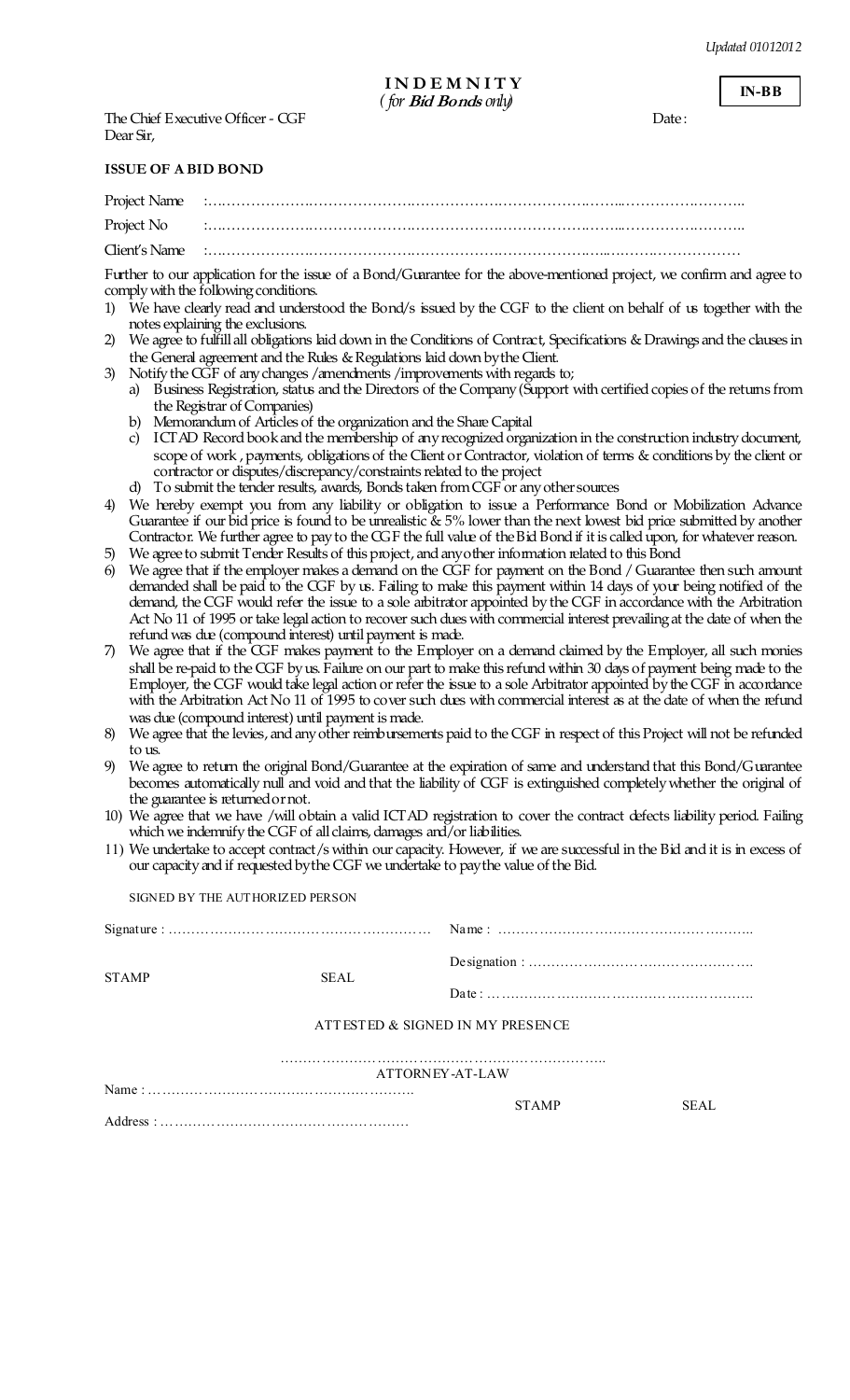*Updated 01012012*

**IN-BB**

# INDEMNITY

*(for **Bid Bonds** only)*

The Chief Executive Officer - CGF

Date :

Dear Sir,

**ISSUE OF A BID BOND**

Project Name :……………………………………………………………………………………………………

Project No :……………………………………………………………………………………………………

Client's Name :……………………………………………………………………………………………………

Further to our application for the issue of a Bond/Guarantee for the above-mentioned project, we confirm and agree to comply with the following conditions.

1) We have clearly read and understood the Bond/s issued by the CGF to the client on behalf of us together with the notes explaining the exclusions.
2) We agree to fulfill all obligations laid down in the Conditions of Contract, Specifications & Drawings and the clauses in the General agreement and the Rules & Regulations laid down by the Client.
3) Notify the CGF of any changes /amendments /improvements with regards to;
   a) Business Registration, status and the Directors of the Company (Support with certified copies of the returns from the Registrar of Companies)
   b) Memorandum of Articles of the organization and the Share Capital
   c) ICTAD Record book and the membership of any recognized organization in the construction industry document, scope of work , payments, obligations of the Client or Contractor, violation of terms & conditions by the client or contractor or disputes/discrepancy/constraints related to the project
   d) To submit the tender results, awards, Bonds taken from CGF or any other sources
4) We hereby exempt you from any liability or obligation to issue a Performance Bond or Mobilization Advance Guarantee if our bid price is found to be unrealistic & 5% lower than the next lowest bid price submitted by another Contractor. We further agree to pay to the CGF the full value of the Bid Bond if it is called upon, for whatever reason.
5) We agree to submit Tender Results of this project, and any other information related to this Bond
6) We agree that if the employer makes a demand on the CGF for payment on the Bond / Guarantee then such amount demanded shall be paid to the CGF by us. Failing to make this payment within 14 days of your being notified of the demand, the CGF would refer the issue to a sole arbitrator appointed by the CGF in accordance with the Arbitration Act No 11 of 1995 or take legal action to recover such dues with commercial interest prevailing at the date of when the refund was due (compound interest) until payment is made.
7) We agree that if the CGF makes payment to the Employer on a demand claimed by the Employer, all such monies shall be re-paid to the CGF by us. Failure on our part to make this refund within 30 days of payment being made to the Employer, the CGF would take legal action or refer the issue to a sole Arbitrator appointed by the CGF in accordance with the Arbitration Act No 11 of 1995 to cover such dues with commercial interest as at the date of when the refund was due (compound interest) until payment is made.
8) We agree that the levies, and any other reimbursements paid to the CGF in respect of this Project will not be refunded to us.
9) We agree to return the original Bond/Guarantee at the expiration of same and understand that this Bond/Guarantee becomes automatically null and void and that the liability of CGF is extinguished completely whether the original of the guarantee is returned or not.
10) We agree that we have /will obtain a valid ICTAD registration to cover the contract defects liability period. Failing which we indemnify the CGF of all claims, damages and/or liabilities.
11) We undertake to accept contract/s within our capacity. However, if we are successful in the Bid and it is in excess of our capacity and if requested by the CGF we undertake to pay the value of the Bid.

SIGNED BY THE AUTHORIZED PERSON

Signature : …………………………………………………… Name : ………………………………………………..

Designation : ………………………………………….

STAMP SEAL

Date : ……………………………………………………

ATTESTED & SIGNED IN MY PRESENCE

……………………………………………………………..

ATTORNEY-AT-LAW

Name : ……………………………………………………

STAMP SEAL

Address : ………………………………………………